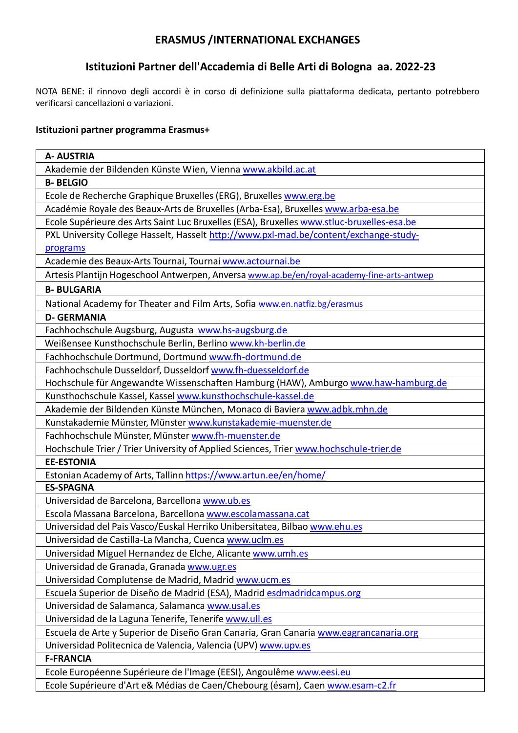# ERASMUS /INTERNATIONAL EXCHANGES

## Istituzioni Partner dell'Accademia di Belle Arti di Bologna aa. 2022-23

NOTA BENE: il rinnovo degli accordi è in corso di definizione sulla piattaforma dedicata, pertanto potrebbero verificarsi cancellazioni o variazioni.

**Istituzioni partner programma Erasmus+**

| **A- AUSTRIA** |
|---|
| Akademie der Bildenden Künste Wien, Vienna www.akbild.ac.at |
| **B- BELGIO** |
| Ecole de Recherche Graphique Bruxelles (ERG), Bruxelles www.erg.be |
| Académie Royale des Beaux-Arts de Bruxelles (Arba-Esa), Bruxelles www.arba-esa.be |
| Ecole Supérieure des Arts Saint Luc Bruxelles (ESA), Bruxelles www.stluc-bruxelles-esa.be |
| PXL University College Hasselt, Hasselt http://www.pxl-mad.be/content/exchange-study-programs |
| Academie des Beaux-Arts Tournai, Tournai www.actournai.be |
| Artesis Plantijn Hogeschool Antwerpen, Anversa www.ap.be/en/royal-academy-fine-arts-antwep |
| **B- BULGARIA** |
| National Academy for Theater and Film Arts, Sofia www.en.natfiz.bg/erasmus |
| **D- GERMANIA** |
| Fachhochschule Augsburg, Augusta www.hs-augsburg.de |
| Weißensee Kunsthochschule Berlin, Berlino www.kh-berlin.de |
| Fachhochschule Dortmund, Dortmund www.fh-dortmund.de |
| Fachhochschule Dusseldorf, Dusseldorf www.fh-duesseldorf.de |
| Hochschule für Angewandte Wissenschaften Hamburg (HAW), Amburgo www.haw-hamburg.de |
| Kunsthochschule Kassel, Kassel www.kunsthochschule-kassel.de |
| Akademie der Bildenden Künste München, Monaco di Baviera www.adbk.mhn.de |
| Kunstakademie Münster, Münster www.kunstakademie-muenster.de |
| Fachhochschule Münster, Münster www.fh-muenster.de |
| Hochschule Trier / Trier University of Applied Sciences, Trier www.hochschule-trier.de |
| **EE-ESTONIA** |
| Estonian Academy of Arts, Tallinn https://www.artun.ee/en/home/ |
| **ES-SPAGNA** |
| Universidad de Barcelona, Barcellona www.ub.es |
| Escola Massana Barcelona, Barcellona www.escolamassana.cat |
| Universidad del Pais Vasco/Euskal Herriko Unibersitatea, Bilbao www.ehu.es |
| Universidad de Castilla-La Mancha, Cuenca www.uclm.es |
| Universidad Miguel Hernandez de Elche, Alicante www.umh.es |
| Universidad de Granada, Granada www.ugr.es |
| Universidad Complutense de Madrid, Madrid www.ucm.es |
| Escuela Superior de Diseño de Madrid (ESA), Madrid esdmadridcampus.org |
| Universidad de Salamanca, Salamanca www.usal.es |
| Universidad de la Laguna Tenerife, Tenerife www.ull.es |
| Escuela de Arte y Superior de Diseño Gran Canaria, Gran Canaria www.eagrancanaria.org |
| Universidad Politecnica de Valencia, Valencia (UPV) www.upv.es |
| **F-FRANCIA** |
| Ecole Européenne Supérieure de l'Image (EESI), Angoulême www.eesi.eu |
| Ecole Supérieure d'Art e& Médias de Caen/Chebourg (ésam), Caen www.esam-c2.fr |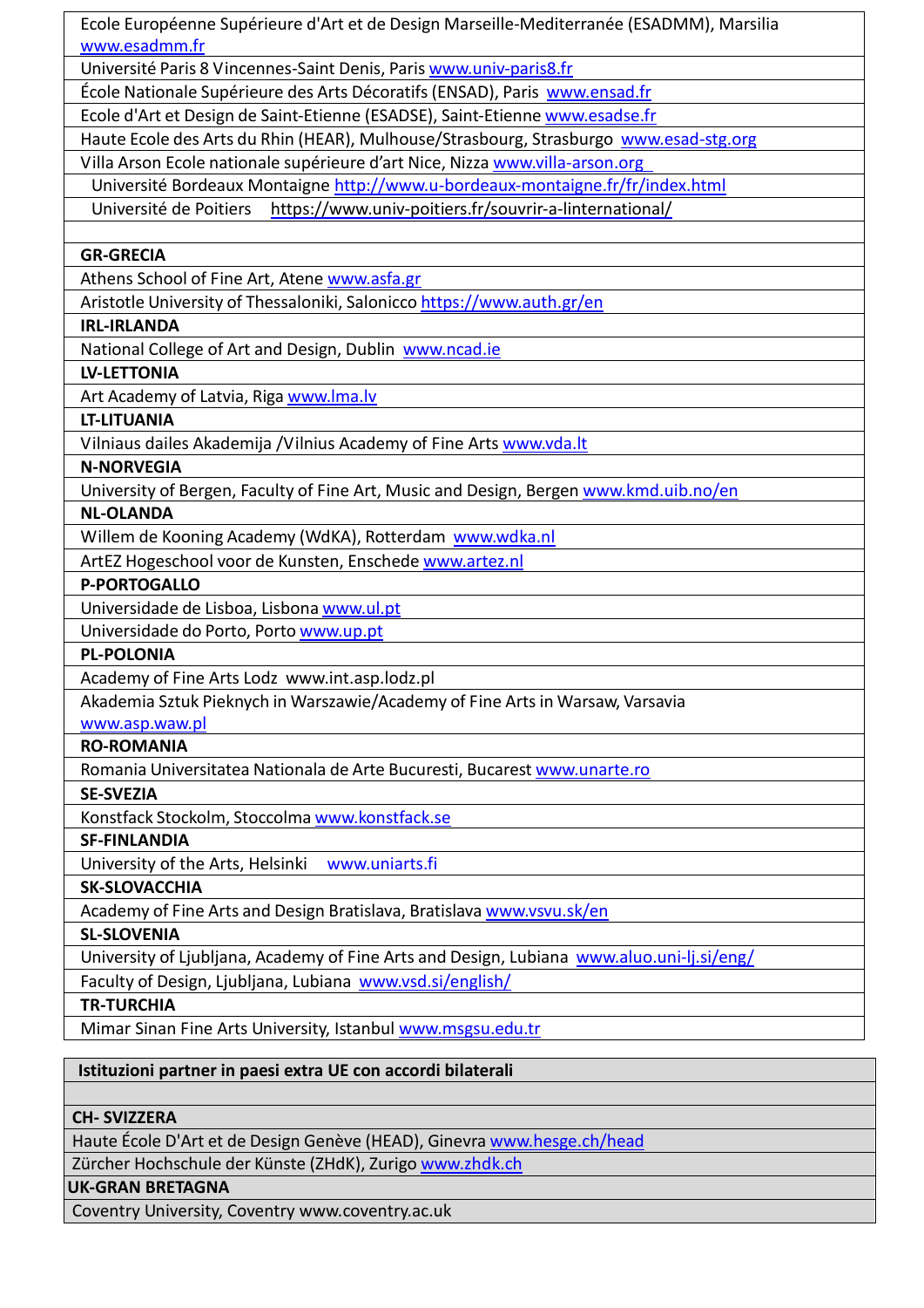| |
|---|
| Ecole Européenne Supérieure d'Art et de Design Marseille-Mediterranée (ESADMM), Marsilia www.esadmm.fr |
| Université Paris 8 Vincennes-Saint Denis, Paris www.univ-paris8.fr |
| École Nationale Supérieure des Arts Décoratifs (ENSAD), Paris www.ensad.fr |
| Ecole d'Art et Design de Saint-Etienne (ESADSE), Saint-Etienne www.esadse.fr |
| Haute Ecole des Arts du Rhin (HEAR), Mulhouse/Strasbourg, Strasburgo www.esad-stg.org |
| Villa Arson Ecole nationale supérieure d'art Nice, Nizza www.villa-arson.org |
| Université Bordeaux Montaigne http://www.u-bordeaux-montaigne.fr/fr/index.html |
| Université de Poitiers https://www.univ-poitiers.fr/souvrir-a-linternational/ |
| |
| **GR-GRECIA** |
| Athens School of Fine Art, Atene www.asfa.gr |
| Aristotle University of Thessaloniki, Salonicco https://www.auth.gr/en |
| **IRL-IRLANDA** |
| National College of Art and Design, Dublin www.ncad.ie |
| **LV-LETTONIA** |
| Art Academy of Latvia, Riga www.lma.lv |
| **LT-LITUANIA** |
| Vilniaus dailes Akademija /Vilnius Academy of Fine Arts www.vda.lt |
| **N-NORVEGIA** |
| University of Bergen, Faculty of Fine Art, Music and Design, Bergen www.kmd.uib.no/en |
| **NL-OLANDA** |
| Willem de Kooning Academy (WdKA), Rotterdam www.wdka.nl |
| ArtEZ Hogeschool voor de Kunsten, Enschede www.artez.nl |
| **P-PORTOGALLO** |
| Universidade de Lisboa, Lisbona www.ul.pt |
| Universidade do Porto, Porto www.up.pt |
| **PL-POLONIA** |
| Academy of Fine Arts Lodz www.int.asp.lodz.pl |
| Akademia Sztuk Pieknych in Warszawie/Academy of Fine Arts in Warsaw, Varsavia www.asp.waw.pl |
| **RO-ROMANIA** |
| Romania Universitatea Nationala de Arte Bucuresti, Bucarest www.unarte.ro |
| **SE-SVEZIA** |
| Konstfack Stockolm, Stoccolma www.konstfack.se |
| **SF-FINLANDIA** |
| University of the Arts, Helsinki www.uniarts.fi |
| **SK-SLOVACCHIA** |
| Academy of Fine Arts and Design Bratislava, Bratislava www.vsvu.sk/en |
| **SL-SLOVENIA** |
| University of Ljubljana, Academy of Fine Arts and Design, Lubiana www.aluo.uni-lj.si/eng/ |
| Faculty of Design, Ljubljana, Lubiana www.vsd.si/english/ |
| **TR-TURCHIA** |
| Mimar Sinan Fine Arts University, Istanbul www.msgsu.edu.tr |

| **Istituzioni partner in paesi extra UE con accordi bilaterali** |
|---|
| |
| **CH- SVIZZERA** |
| Haute École D'Art et de Design Genève (HEAD), Ginevra www.hesge.ch/head |
| Zürcher Hochschule der Künste (ZHdK), Zurigo www.zhdk.ch |
| **UK-GRAN BRETAGNA** |
| Coventry University, Coventry www.coventry.ac.uk |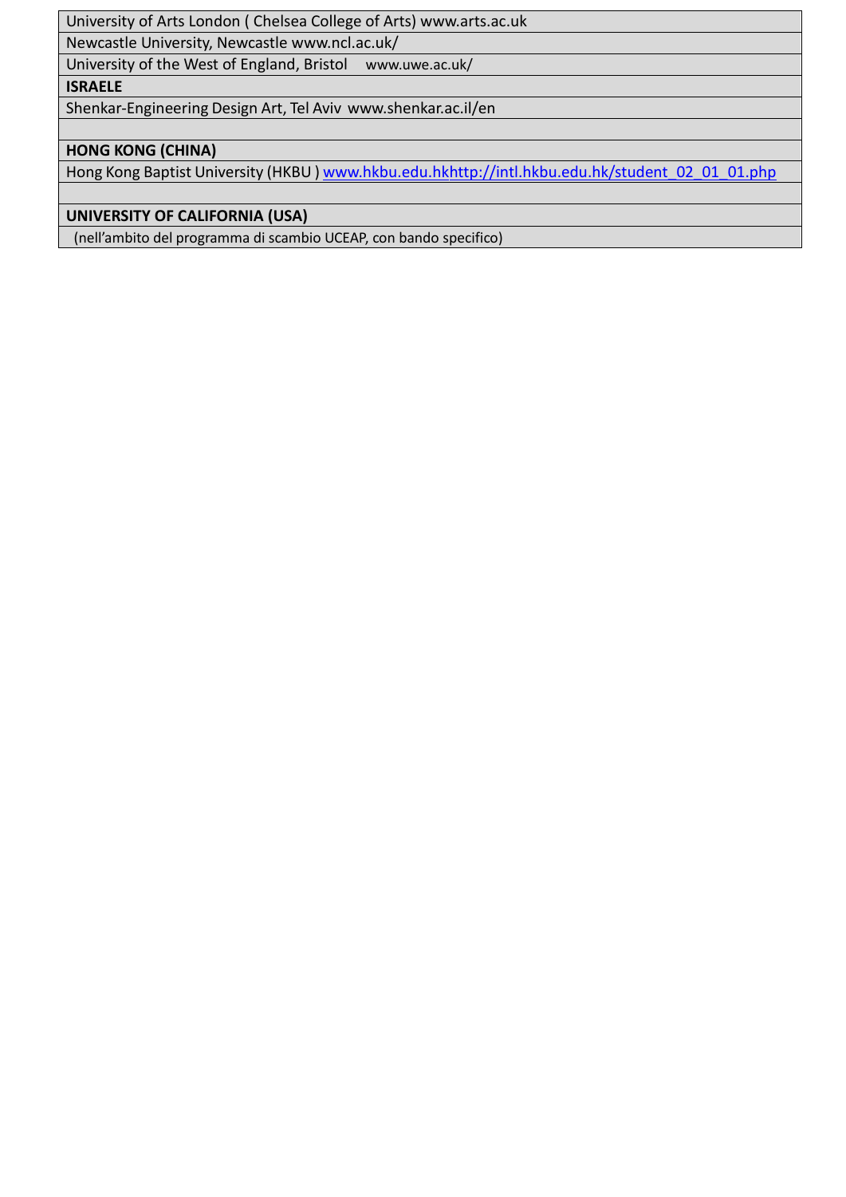| |
|---|
| University of Arts London ( Chelsea College of Arts) www.arts.ac.uk |
| Newcastle University, Newcastle www.ncl.ac.uk/ |
| University of the West of England, Bristol www.uwe.ac.uk/ |
| **ISRAELE** |
| Shenkar-Engineering Design Art, Tel Aviv www.shenkar.ac.il/en |
| |
| **HONG KONG (CHINA)** |
| Hong Kong Baptist University (HKBU ) www.hkbu.edu.hkhttp://intl.hkbu.edu.hk/student_02_01_01.php |
| |
| **UNIVERSITY OF CALIFORNIA (USA)** |
| (nell'ambito del programma di scambio UCEAP, con bando specifico) |